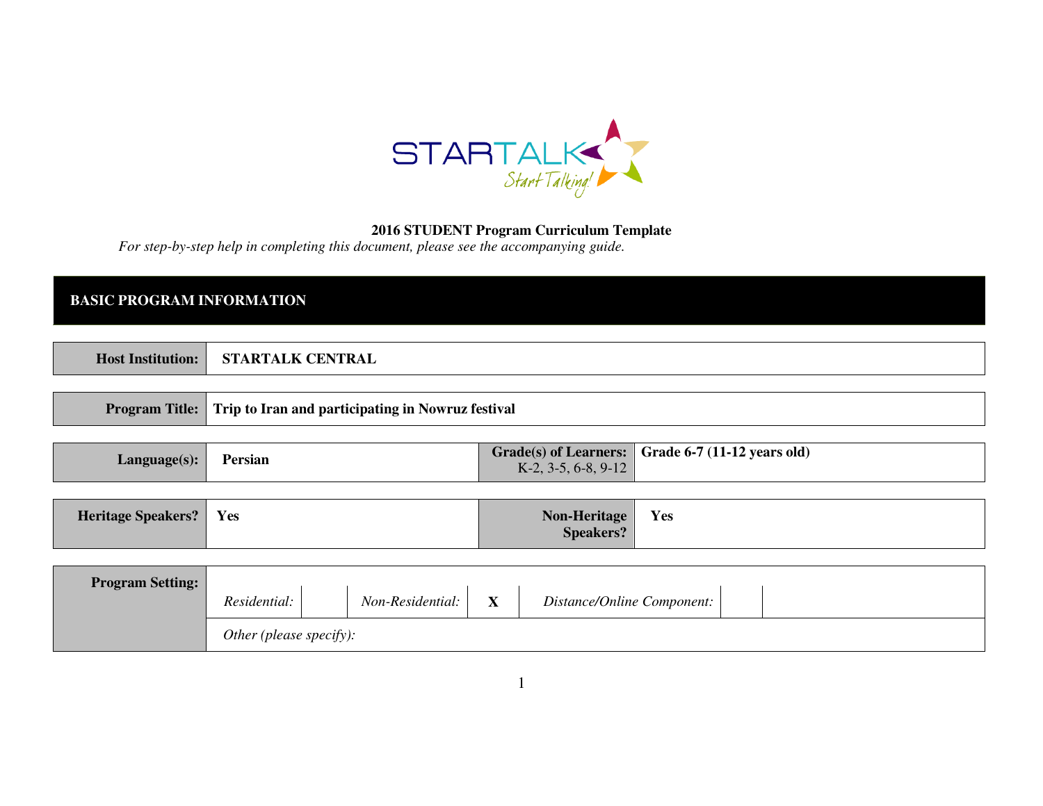**2016 STUDENT Program Curriculum Template**

*For step-by-step help in completing this document, please see the accompanying guide.*

## BASIC PROGRAM INFORMATION

| | |
|---|---|
| **Host Institution:** | **STARTALK CENTRAL** |

| | |
|---|---|
| **Program Title:** | **Trip to Iran and participating in Nowruz festival** |

| | | | |
|---|---|---|---|
| **Language(s):** | **Persian** | **Grade(s) of Learners:** K-2, 3-5, 6-8, 9-12 | **Grade 6-7 (11-12 years old)** |

| | | | |
|---|---|---|---|
| **Heritage Speakers?** | **Yes** | **Non-Heritage Speakers?** | **Yes** |

| | | | | | | |
|---|---|---|---|---|---|---|
| **Program Setting:** | *Residential:* | | *Non-Residential:* | **X** | *Distance/Online Component:* | |
| | *Other (please specify):* | | | | | |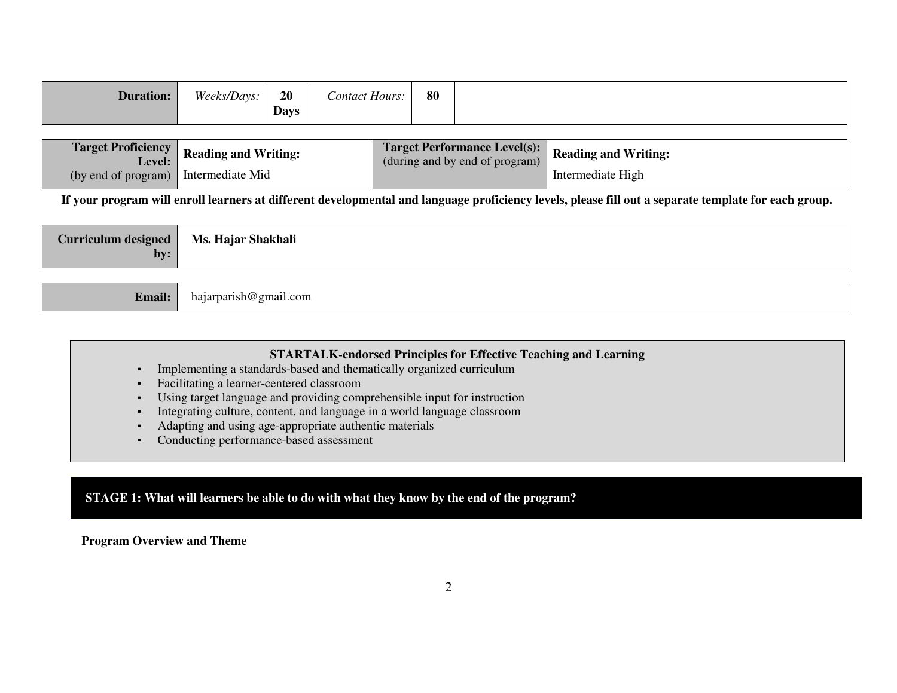| **Duration:** | *Weeks/Days:* | **20 Days** | *Contact Hours:* | **80** | |
|---|---|---|---|---|---|

| **Target Proficiency Level:** (by end of program) | **Reading and Writing:** Intermediate Mid | **Target Performance Level(s):** (during and by end of program) | **Reading and Writing:** Intermediate High |
|---|---|---|---|

**If your program will enroll learners at different developmental and language proficiency levels, please fill out a separate template for each group.**

| **Curriculum designed by:** | **Ms. Hajar Shakhali** |
|---|---|

| **Email:** | hajarparish@gmail.com |
|---|---|

**STARTALK-endorsed Principles for Effective Teaching and Learning**

- Implementing a standards-based and thematically organized curriculum
- Facilitating a learner-centered classroom
- Using target language and providing comprehensible input for instruction
- Integrating culture, content, and language in a world language classroom
- Adapting and using age-appropriate authentic materials
- Conducting performance-based assessment

## STAGE 1: What will learners be able to do with what they know by the end of the program?

**Program Overview and Theme**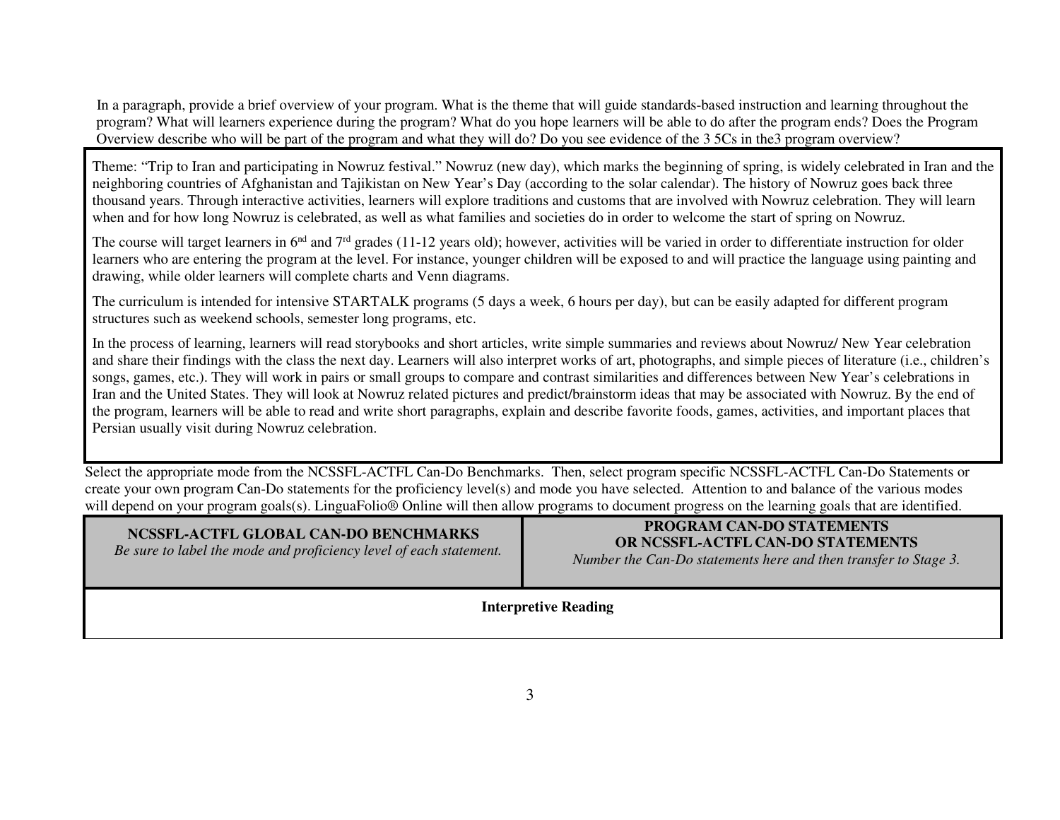In a paragraph, provide a brief overview of your program. What is the theme that will guide standards-based instruction and learning throughout the program? What will learners experience during the program? What do you hope learners will be able to do after the program ends? Does the Program Overview describe who will be part of the program and what they will do? Do you see evidence of the 3 5Cs in the3 program overview?

Theme: "Trip to Iran and participating in Nowruz festival." Nowruz (new day), which marks the beginning of spring, is widely celebrated in Iran and the neighboring countries of Afghanistan and Tajikistan on New Year's Day (according to the solar calendar). The history of Nowruz goes back three thousand years. Through interactive activities, learners will explore traditions and customs that are involved with Nowruz celebration. They will learn when and for how long Nowruz is celebrated, as well as what families and societies do in order to welcome the start of spring on Nowruz.

The course will target learners in 6nd and 7rd grades (11-12 years old); however, activities will be varied in order to differentiate instruction for older learners who are entering the program at the level. For instance, younger children will be exposed to and will practice the language using painting and drawing, while older learners will complete charts and Venn diagrams.

The curriculum is intended for intensive STARTALK programs (5 days a week, 6 hours per day), but can be easily adapted for different program structures such as weekend schools, semester long programs, etc.

In the process of learning, learners will read storybooks and short articles, write simple summaries and reviews about Nowruz/ New Year celebration and share their findings with the class the next day. Learners will also interpret works of art, photographs, and simple pieces of literature (i.e., children's songs, games, etc.). They will work in pairs or small groups to compare and contrast similarities and differences between New Year's celebrations in Iran and the United States. They will look at Nowruz related pictures and predict/brainstorm ideas that may be associated with Nowruz. By the end of the program, learners will be able to read and write short paragraphs, explain and describe favorite foods, games, activities, and important places that Persian usually visit during Nowruz celebration.

Select the appropriate mode from the NCSSFL-ACTFL Can-Do Benchmarks. Then, select program specific NCSSFL-ACTFL Can-Do Statements or create your own program Can-Do statements for the proficiency level(s) and mode you have selected. Attention to and balance of the various modes will depend on your program goals(s). LinguaFolio® Online will then allow programs to document progress on the learning goals that are identified.

| **NCSSFL-ACTFL GLOBAL CAN-DO BENCHMARKS** *Be sure to label the mode and proficiency level of each statement.* | **PROGRAM CAN-DO STATEMENTS OR NCSSFL-ACTFL CAN-DO STATEMENTS** *Number the Can-Do statements here and then transfer to Stage 3.* |
|---|---|
| **Interpretive Reading** | |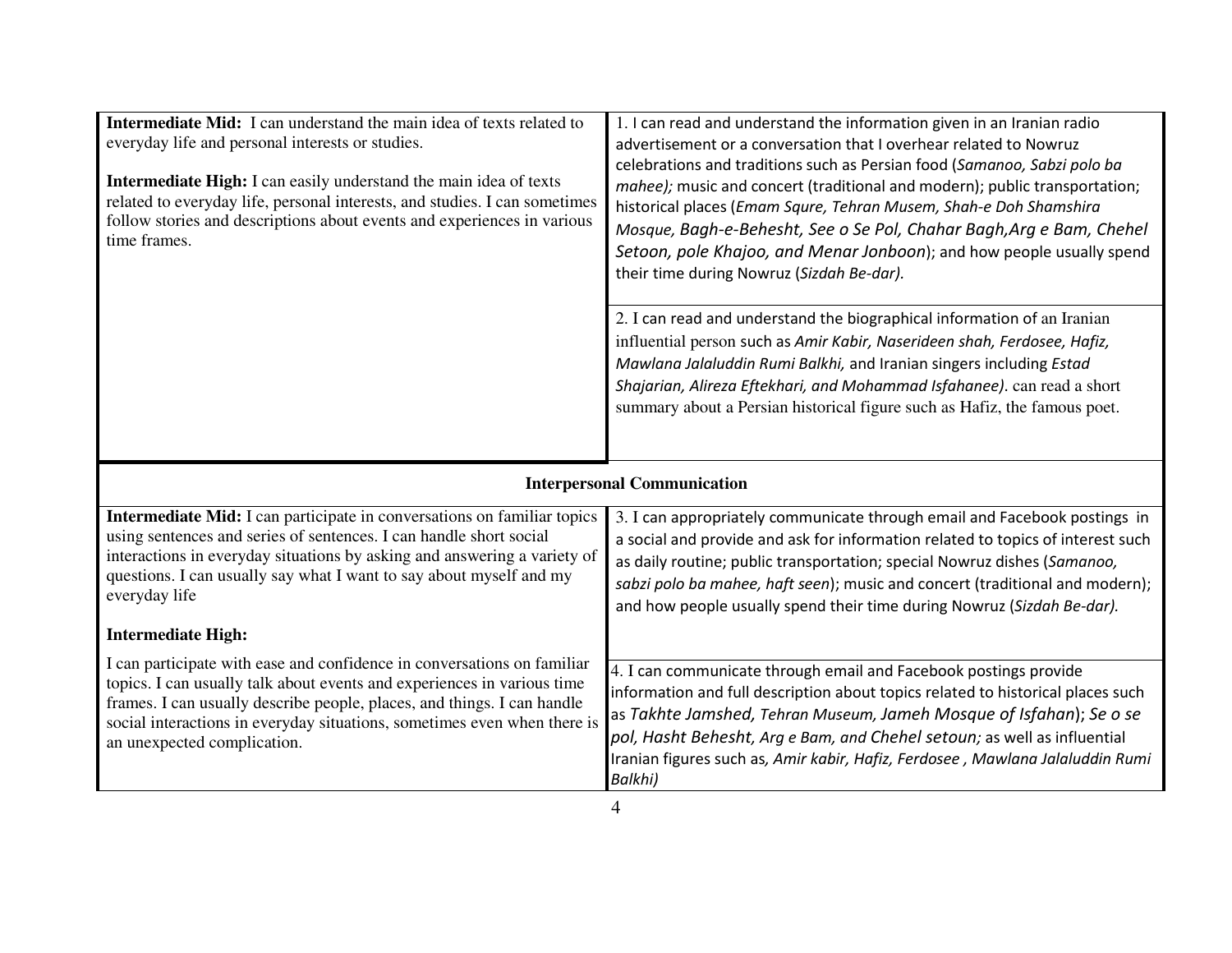| | |
|---|---|
| **Intermediate Mid:** I can understand the main idea of texts related to everyday life and personal interests or studies.<br><br>**Intermediate High:** I can easily understand the main idea of texts related to everyday life, personal interests, and studies. I can sometimes follow stories and descriptions about events and experiences in various time frames. | 1. I can read and understand the information given in an Iranian radio advertisement or a conversation that I overhear related to Nowruz celebrations and traditions such as Persian food (*Samanoo, Sabzi polo ba mahee);* music and concert (traditional and modern); public transportation; historical places (*Emam Squre, Tehran Musem, Shah-e Doh Shamshira Mosque, Bagh-e-Behesht, See o Se Pol, Chahar Bagh,Arg e Bam, Chehel Setoon, pole Khajoo, and Menar Jonboon*); and how people usually spend their time during Nowruz (*Sizdah Be-dar).*<br><br>2. I can read and understand the biographical information of an Iranian influential person such as *Amir Kabir, Naserideen shah, Ferdosee, Hafiz, Mawlana Jalaluddin Rumi Balkhi,* and Iranian singers including *Estad Shajarian, Alireza Eftekhari, and Mohammad Isfahanee)*. can read a short summary about a Persian historical figure such as Hafiz, the famous poet. |
| **Interpersonal Communication** | |
| **Intermediate Mid:** I can participate in conversations on familiar topics using sentences and series of sentences. I can handle short social interactions in everyday situations by asking and answering a variety of questions. I can usually say what I want to say about myself and my everyday life<br><br>**Intermediate High:**<br><br>I can participate with ease and confidence in conversations on familiar topics. I can usually talk about events and experiences in various time frames. I can usually describe people, places, and things. I can handle social interactions in everyday situations, sometimes even when there is an unexpected complication. | 3. I can appropriately communicate through email and Facebook postings in a social and provide and ask for information related to topics of interest such as daily routine; public transportation; special Nowruz dishes (*Samanoo, sabzi polo ba mahee, haft seen*); music and concert (traditional and modern); and how people usually spend their time during Nowruz (*Sizdah Be-dar).*<br><br>4. I can communicate through email and Facebook postings provide information and full description about topics related to historical places such as *Takhte Jamshed, Tehran Museum, Jameh Mosque of Isfahan*); *Se o se pol, Hasht Behesht, Arg e Bam, and Chehel setoun;* as well as influential Iranian figures such as*, Amir kabir, Hafiz, Ferdosee , Mawlana Jalaluddin Rumi Balkhi)* |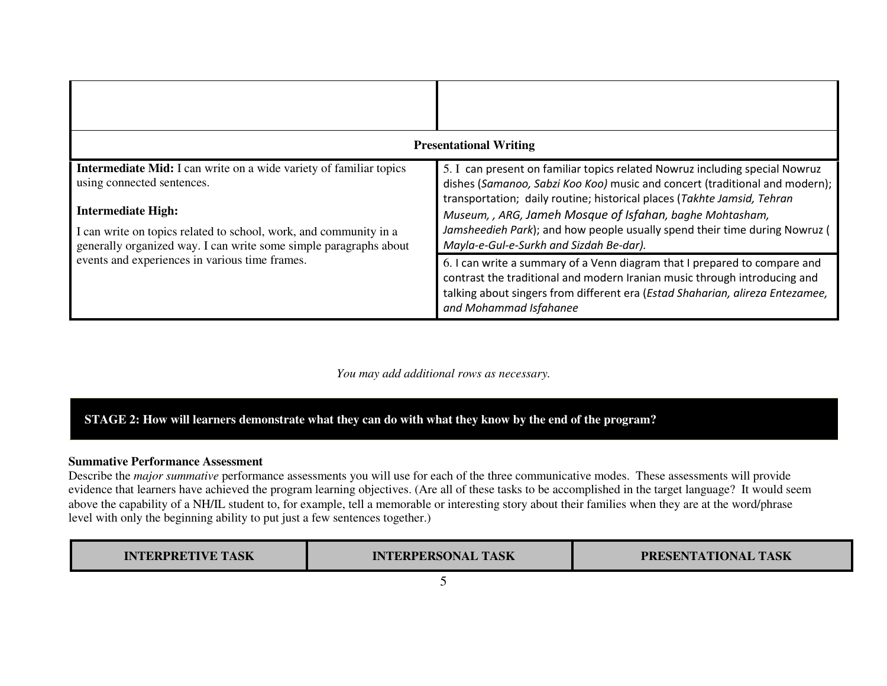| | |
|---|---|
| | |
| **Presentational Writing** | |
| **Intermediate Mid:** I can write on a wide variety of familiar topics using connected sentences.<br><br>**Intermediate High:**<br><br>I can write on topics related to school, work, and community in a generally organized way. I can write some simple paragraphs about events and experiences in various time frames. | 5. I can present on familiar topics related Nowruz including special Nowruz dishes (*Samanoo, Sabzi Koo Koo)* music and concert (traditional and modern); transportation; daily routine; historical places (*Takhte Jamsid, Tehran Museum, , ARG, Jameh Mosque of Isfahan, baghe Mohtasham, Jamsheedieh Park*); and how people usually spend their time during Nowruz ( *Mayla-e-Gul-e-Surkh and Sizdah Be-dar).* |
| | 6. I can write a summary of a Venn diagram that I prepared to compare and contrast the traditional and modern Iranian music through introducing and talking about singers from different era (*Estad Shaharian, alireza Entezamee, and Mohammad Isfahanee* |

*You may add additional rows as necessary.*

## STAGE 2: How will learners demonstrate what they can do with what they know by the end of the program?

**Summative Performance Assessment**

Describe the *major summative* performance assessments you will use for each of the three communicative modes. These assessments will provide evidence that learners have achieved the program learning objectives. (Are all of these tasks to be accomplished in the target language? It would seem above the capability of a NH/IL student to, for example, tell a memorable or interesting story about their families when they are at the word/phrase level with only the beginning ability to put just a few sentences together.)

| INTERPRETIVE TASK | INTERPERSONAL TASK | PRESENTATIONAL TASK |
|---|---|---|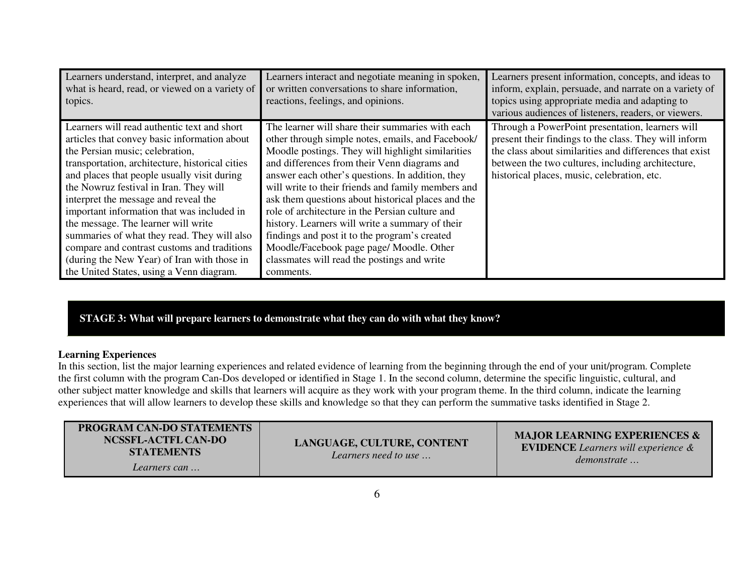| | | |
|---|---|---|
| Learners understand, interpret, and analyze what is heard, read, or viewed on a variety of topics. | Learners interact and negotiate meaning in spoken, or written conversations to share information, reactions, feelings, and opinions. | Learners present information, concepts, and ideas to inform, explain, persuade, and narrate on a variety of topics using appropriate media and adapting to various audiences of listeners, readers, or viewers. |
| Learners will read authentic text and short articles that convey basic information about the Persian music; celebration, transportation, architecture, historical cities and places that people usually visit during the Nowruz festival in Iran. They will interpret the message and reveal the important information that was included in the message. The learner will write summaries of what they read. They will also compare and contrast customs and traditions (during the New Year) of Iran with those in the United States, using a Venn diagram. | The learner will share their summaries with each other through simple notes, emails, and Facebook/ Moodle postings. They will highlight similarities and differences from their Venn diagrams and answer each other's questions. In addition, they will write to their friends and family members and ask them questions about historical places and the role of architecture in the Persian culture and history. Learners will write a summary of their findings and post it to the program's created Moodle/Facebook page page/ Moodle. Other classmates will read the postings and write comments. | Through a PowerPoint presentation, learners will present their findings to the class. They will inform the class about similarities and differences that exist between the two cultures, including architecture, historical places, music, celebration, etc. |

## STAGE 3: What will prepare learners to demonstrate what they can do with what they know?

**Learning Experiences**

In this section, list the major learning experiences and related evidence of learning from the beginning through the end of your unit/program. Complete the first column with the program Can-Dos developed or identified in Stage 1. In the second column, determine the specific linguistic, cultural, and other subject matter knowledge and skills that learners will acquire as they work with your program theme. In the third column, indicate the learning experiences that will allow learners to develop these skills and knowledge so that they can perform the summative tasks identified in Stage 2.

| **PROGRAM CAN-DO STATEMENTS NCSSFL-ACTFL CAN-DO STATEMENTS** *Learners can …* | **LANGUAGE, CULTURE, CONTENT** *Learners need to use …* | **MAJOR LEARNING EXPERIENCES & EVIDENCE** *Learners will experience & demonstrate …* |
|---|---|---|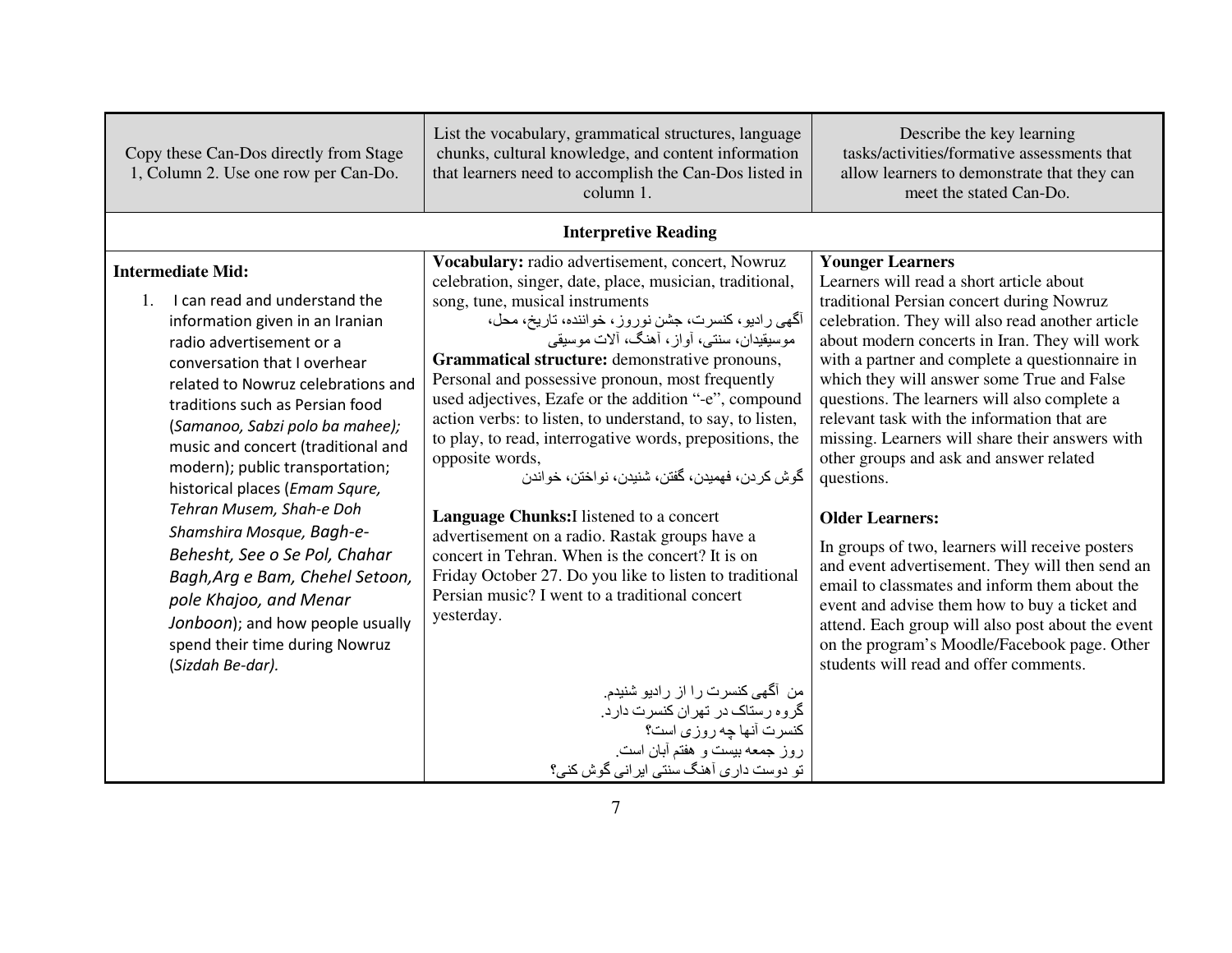| Copy these Can-Dos directly from Stage 1, Column 2. Use one row per Can-Do. | List the vocabulary, grammatical structures, language chunks, cultural knowledge, and content information that learners need to accomplish the Can-Dos listed in column 1. | Describe the key learning tasks/activities/formative assessments that allow learners to demonstrate that they can meet the stated Can-Do. |
|---|---|---|
| **Interpretive Reading** | | |
| **Intermediate Mid:**<br>1. I can read and understand the information given in an Iranian radio advertisement or a conversation that I overhear related to Nowruz celebrations and traditions such as Persian food (*Samanoo, Sabzi polo ba mahee);* music and concert (traditional and modern); public transportation; historical places (*Emam Squre, Tehran Musem, Shah-e Doh Shamshira Mosque, Bagh-e-Behesht, See o Se Pol, Chahar Bagh,Arg e Bam, Chehel Setoon, pole Khajoo, and Menar Jonboon*); and how people usually spend their time during Nowruz (*Sizdah Be-dar).* | **Vocabulary:** radio advertisement, concert, Nowruz celebration, singer, date, place, musician, traditional, song, tune, musical instruments<br>آگهی رادیو، کنسرت، جشن نوروز، خواننده، تاریخ، محل، موسیقیدان، سنتی، آواز، آهنگ، آلات موسیقی<br>**Grammatical structure:** demonstrative pronouns, Personal and possessive pronoun, most frequently used adjectives, Ezafe or the addition "-e", compound action verbs: to listen, to understand, to say, to listen, to play, to read, interrogative words, prepositions, the opposite words,<br>گوش کردن، فهمیدن، گفتن، شنیدن، نواختن، خواندن<br><br>**Language Chunks:**I listened to a concert advertisement on a radio. Rastak groups have a concert in Tehran. When is the concert? It is on Friday October 27. Do you like to listen to traditional Persian music? I went to a traditional concert yesterday.<br><br>من آگهی کنسرت را از رادیو شنیدم.<br>گروه رستاک در تهران کنسرت دارد.<br>کنسرت آنها چه روزی است؟<br>روز جمعه بیست و هفتم آبان است.<br>تو دوست داری آهنگ سنتی ایرانی گوش کنی؟ | **Younger Learners**<br>Learners will read a short article about traditional Persian concert during Nowruz celebration. They will also read another article about modern concerts in Iran. They will work with a partner and complete a questionnaire in which they will answer some True and False questions. The learners will also complete a relevant task with the information that are missing. Learners will share their answers with other groups and ask and answer related questions.<br><br>**Older Learners:**<br>In groups of two, learners will receive posters and event advertisement. They will then send an email to classmates and inform them about the event and advise them how to buy a ticket and attend. Each group will also post about the event on the program's Moodle/Facebook page. Other students will read and offer comments. |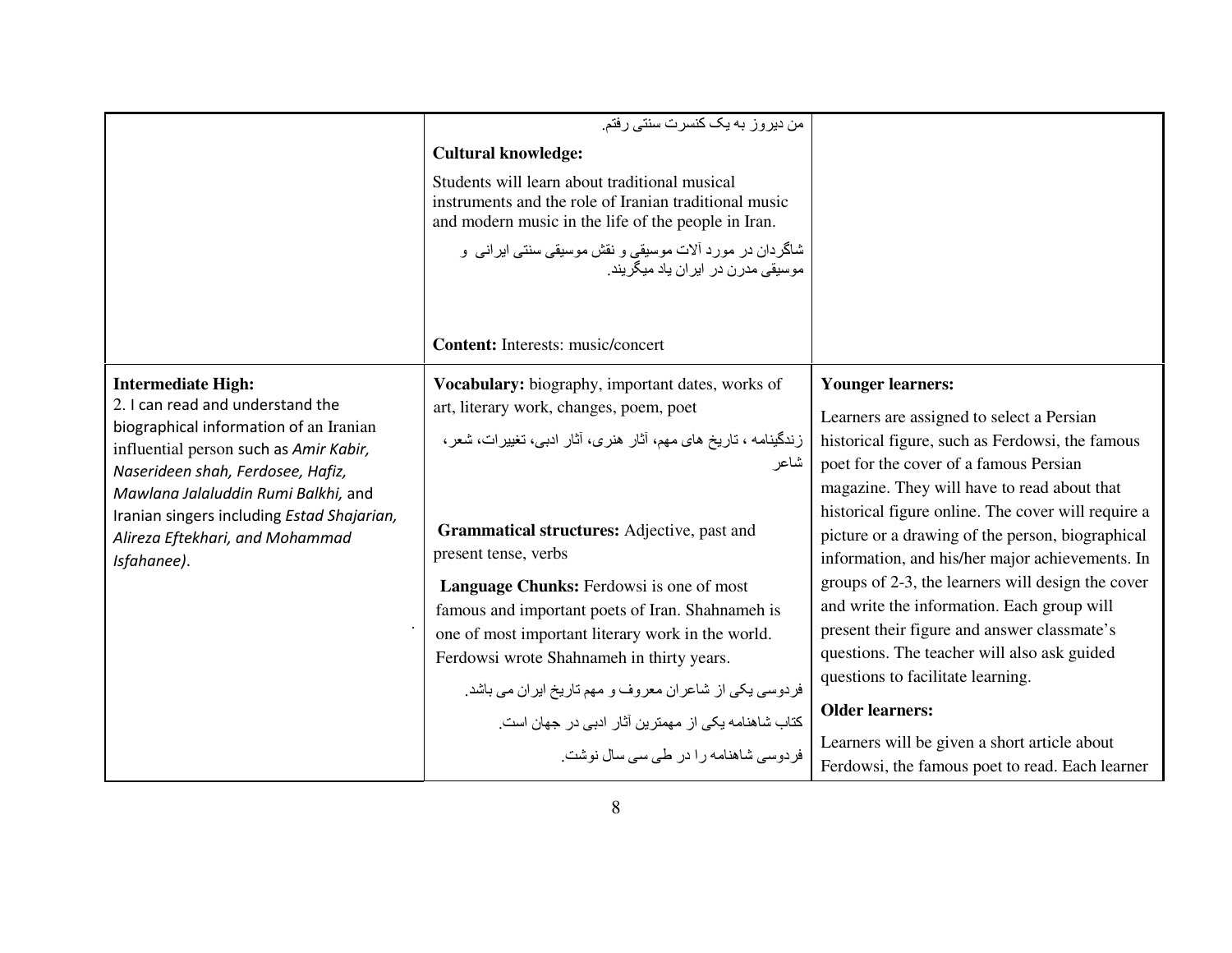| | | |
|---|---|---|
| | من دیروز به یک کنسرت سنتی رفتم.<br><br>**Cultural knowledge:**<br><br>Students will learn about traditional musical instruments and the role of Iranian traditional music and modern music in the life of the people in Iran.<br><br>شاگردان در مورد آلات موسیقی و نقش موسیقی سنتی ایرانی و موسیقی مدرن در ایران یاد میگرند.<br><br>**Content:** Interests: music/concert | |
| **Intermediate High:**<br>2. I can read and understand the biographical information of an Iranian influential person such as *Amir Kabir, Naserideen shah, Ferdosee, Hafiz, Mawlana Jalaluddin Rumi Balkhi,* and Iranian singers including *Estad Shajarian, Alireza Eftekhari, and Mohammad Isfahanee)*. | **Vocabulary:** biography, important dates, works of art, literary work, changes, poem, poet<br><br>زندگینامه ، تاریخ های مهم، آثار هنری، آثار ادبی، تغییرات، شعر، شاعر<br><br>**Grammatical structures:** Adjective, past and present tense, verbs<br><br>**Language Chunks:** Ferdowsi is one of most famous and important poets of Iran. Shahnameh is one of most important literary work in the world. Ferdowsi wrote Shahnameh in thirty years.<br><br>فردوسی یکی از شاعران معروف و مهم تاریخ ایران می باشد.<br><br>کتاب شاهنامه یکی از مهمترین آثار ادبی در جهان است.<br><br>فردوسی شاهنامه را در طی سی سال نوشت. | **Younger learners:**<br><br>Learners are assigned to select a Persian historical figure, such as Ferdowsi, the famous poet for the cover of a famous Persian magazine. They will have to read about that historical figure online. The cover will require a picture or a drawing of the person, biographical information, and his/her major achievements. In groups of 2-3, the learners will design the cover and write the information. Each group will present their figure and answer classmate's questions. The teacher will also ask guided questions to facilitate learning.<br><br>**Older learners:**<br><br>Learners will be given a short article about Ferdowsi, the famous poet to read. Each learner |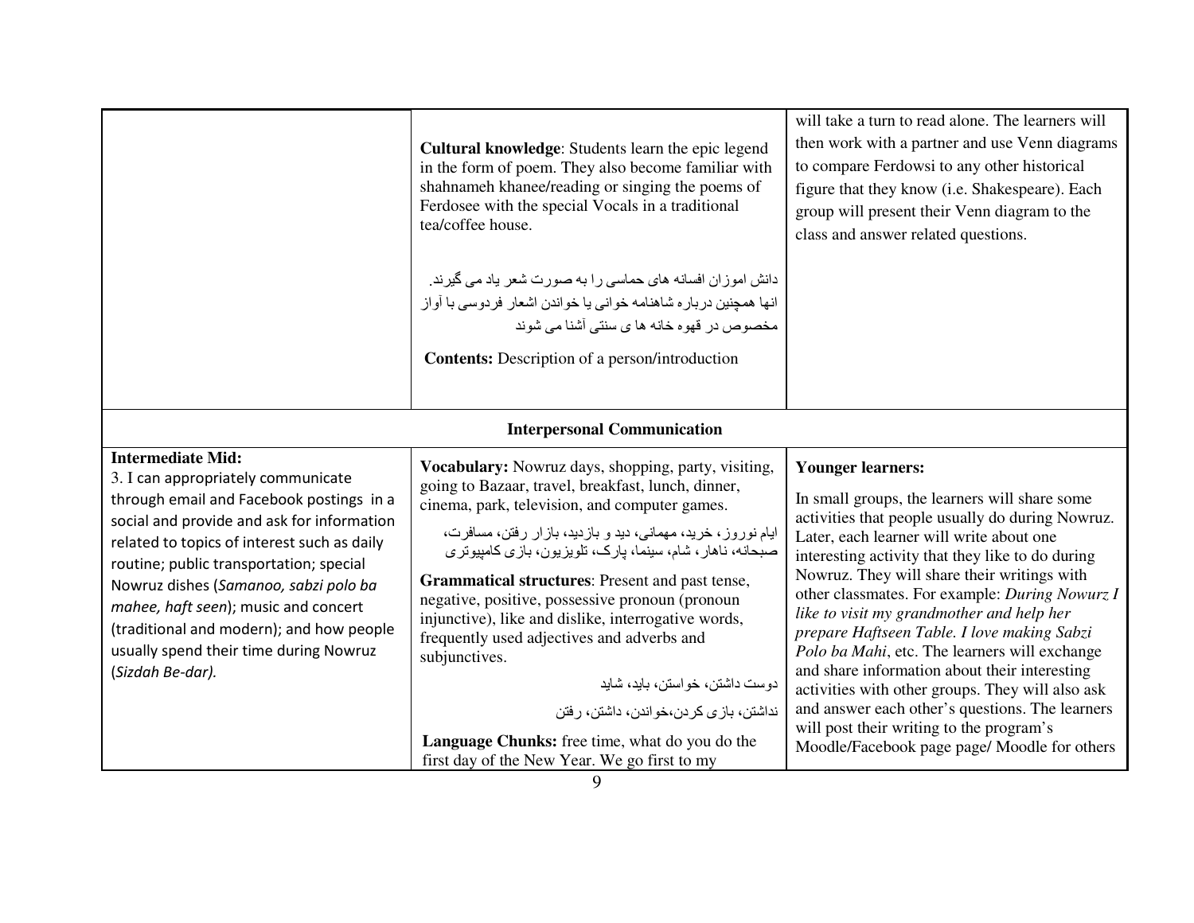| | | |
|---|---|---|
| | **Cultural knowledge**: Students learn the epic legend in the form of poem. They also become familiar with shahnameh khanee/reading or singing the poems of Ferdosee with the special Vocals in a traditional tea/coffee house.<br><br>دانش اموزان افسانه های حماسی را به صورت شعر یاد می گیرند. انها همچنین درباره شاهنامه خوانی یا خواندن اشعار فردوسی با آواز مخصوص در قهوه خانه ها ی سنتی آشنا می شوند<br><br>**Contents:** Description of a person/introduction | will take a turn to read alone. The learners will then work with a partner and use Venn diagrams to compare Ferdowsi to any other historical figure that they know (i.e. Shakespeare). Each group will present their Venn diagram to the class and answer related questions. |
| **Interpersonal Communication** | | |
| **Intermediate Mid:**<br>3. I can appropriately communicate through email and Facebook postings in a social and provide and ask for information related to topics of interest such as daily routine; public transportation; special Nowruz dishes (*Samanoo, sabzi polo ba mahee, haft seen*); music and concert (traditional and modern); and how people usually spend their time during Nowruz (*Sizdah Be-dar).* | **Vocabulary:** Nowruz days, shopping, party, visiting, going to Bazaar, travel, breakfast, lunch, dinner, cinema, park, television, and computer games.<br><br>ایام نوروز، خرید، مهمانی، دید و بازدید، بازار رفتن، مسافرت، صبحانه، ناهار، شام، سینما، پارک، تلویزیون، بازی کامپیوتری<br><br>**Grammatical structures**: Present and past tense, negative, positive, possessive pronoun (pronoun injunctive), like and dislike, interrogative words, frequently used adjectives and adverbs and subjunctives.<br><br>دوست داشتن، خواستن، باید، شاید<br><br>نداشتن، بازی کردن،خواندن، داشتن، رفتن<br><br>**Language Chunks:** free time, what do you do the first day of the New Year. We go first to my | **Younger learners:**<br><br>In small groups, the learners will share some activities that people usually do during Nowruz. Later, each learner will write about one interesting activity that they like to do during Nowruz. They will share their writings with other classmates. For example: *During Nowurz I like to visit my grandmother and help her prepare Haftseen Table. I love making Sabzi Polo ba Mahi*, etc. The learners will exchange and share information about their interesting activities with other groups. They will also ask and answer each other's questions. The learners will post their writing to the program's Moodle/Facebook page page/ Moodle for others |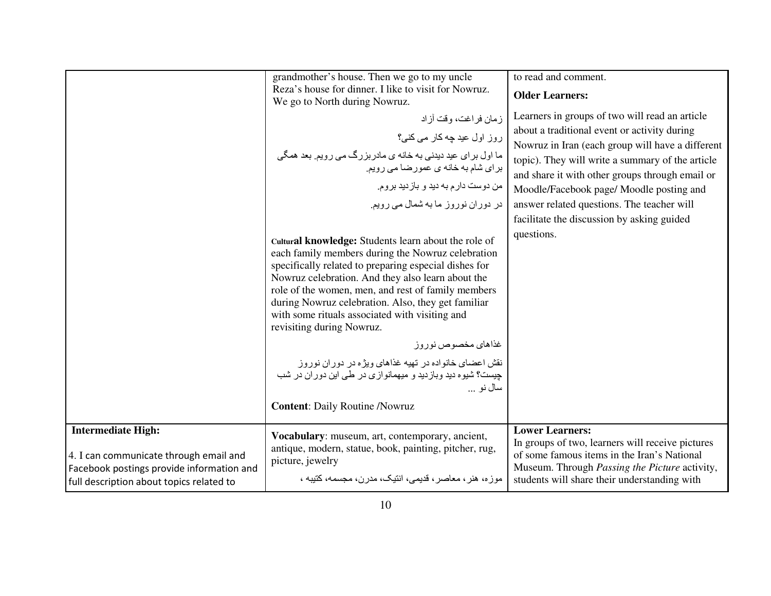| | | |
|---|---|---|
| | grandmother's house. Then we go to my uncle Reza's house for dinner. I like to visit for Nowruz. We go to North during Nowruz.<br><br>زمان فراغت، وقت آزاد<br><br>روز اول عید چه کار می کنی؟<br><br>ما اول برای عید دیدنی به خانه ی مادربزرگ می رویم. بعد همگی برای شام به خانه ی عمورضا می رویم.<br><br>من دوست دارم به دید و بازدید بروم.<br><br>در دوران نوروز ما به شمال می رویم.<br><br>**Cultural knowledge:** Students learn about the role of each family members during the Nowruz celebration specifically related to preparing especial dishes for Nowruz celebration. And they also learn about the role of the women, men, and rest of family members during Nowruz celebration. Also, they get familiar with some rituals associated with visiting and revisiting during Nowruz.<br><br>غذاهای مخصوص نوروز<br><br>نقش اعضای خانواده در تهیه غذاهای ویژه در دوران نوروز چیست؟ شیوه دید وبازدید و میهمانوازی در طی این دوران در شب سال نو ...<br><br>**Content**: Daily Routine /Nowruz | to read and comment.<br><br>**Older Learners:**<br><br>Learners in groups of two will read an article about a traditional event or activity during Nowruz in Iran (each group will have a different topic). They will write a summary of the article and share it with other groups through email or Moodle/Facebook page/ Moodle posting and answer related questions. The teacher will facilitate the discussion by asking guided questions. |
| **Intermediate High:**<br><br>4. I can communicate through email and Facebook postings provide information and full description about topics related to | **Vocabulary**: museum, art, contemporary, ancient, antique, modern, statue, book, painting, pitcher, rug, picture, jewelry<br><br>موزه، هنر، معاصر، قدیمی، انتیک، مدرن، مجسمه، کتیبه ، | **Lower Learners:**<br>In groups of two, learners will receive pictures of some famous items in the Iran's National Museum. Through *Passing the Picture* activity, students will share their understanding with |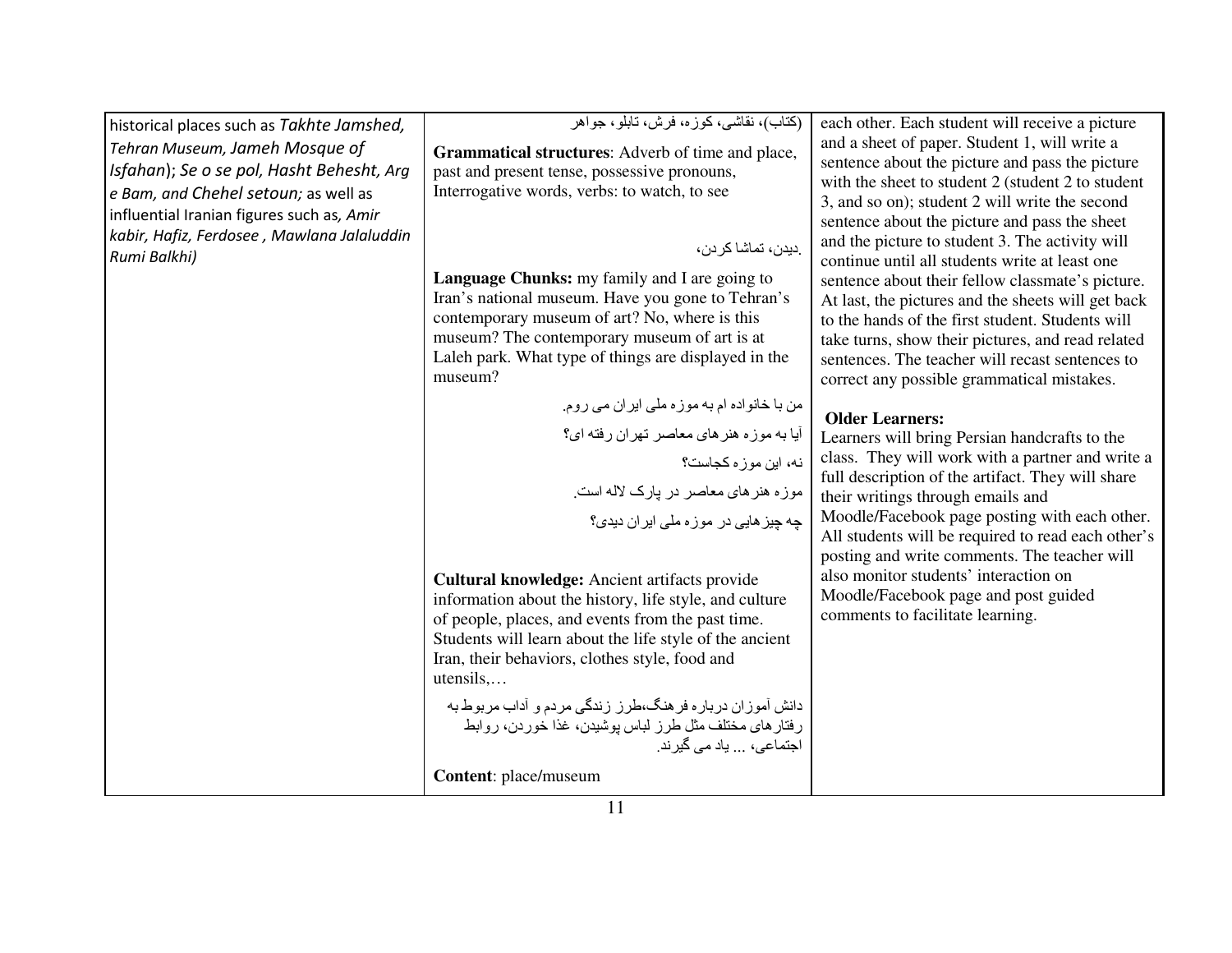| | | |
|---|---|---|
| historical places such as *Takhte Jamshed, Tehran Museum, Jameh Mosque of Isfahan*); *Se o se pol, Hasht Behesht, Arg e Bam, and Chehel setoun;* as well as influential Iranian figures such as, *Amir kabir, Hafiz, Ferdosee , Mawlana Jalaluddin Rumi Balkhi)* | (کتاب)، نقاشی، کوزه، فرش، تابلو، جواهر<br><br>**Grammatical structures**: Adverb of time and place, past and present tense, possessive pronouns, Interrogative words, verbs: to watch, to see<br><br>.دیدن، تماشا کردن،<br><br>**Language Chunks:** my family and I are going to Iran's national museum. Have you gone to Tehran's contemporary museum of art? No, where is this museum? The contemporary museum of art is at Laleh park. What type of things are displayed in the museum?<br><br>من با خانواده ام به موزه ملی ایران می روم.<br>آیا به موزه هنرهای معاصر تهران رفته ای؟<br>نه، این موزه کجاست؟<br>موزه هنرهای معاصر در پارک لاله است.<br>چه چیزهایی در موزه ملی ایران دیدی؟<br><br>**Cultural knowledge:** Ancient artifacts provide information about the history, life style, and culture of people, places, and events from the past time. Students will learn about the life style of the ancient Iran, their behaviors, clothes style, food and utensils,…<br><br>دانش آموزان درباره فرهنگ،طرز زندگی مردم و آداب مربوط به رفتارهای مختلف مثل طرز لباس پوشیدن، غذا خوردن، روابط اجتماعی، ... یاد می گیرند.<br><br>**Content**: place/museum | each other. Each student will receive a picture and a sheet of paper. Student 1, will write a sentence about the picture and pass the picture with the sheet to student 2 (student 2 to student 3, and so on); student 2 will write the second sentence about the picture and pass the sheet and the picture to student 3. The activity will continue until all students write at least one sentence about their fellow classmate's picture. At last, the pictures and the sheets will get back to the hands of the first student. Students will take turns, show their pictures, and read related sentences. The teacher will recast sentences to correct any possible grammatical mistakes.<br><br>**Older Learners:**<br>Learners will bring Persian handcrafts to the class. They will work with a partner and write a full description of the artifact. They will share their writings through emails and Moodle/Facebook page posting with each other. All students will be required to read each other's posting and write comments. The teacher will also monitor students' interaction on Moodle/Facebook page and post guided comments to facilitate learning. |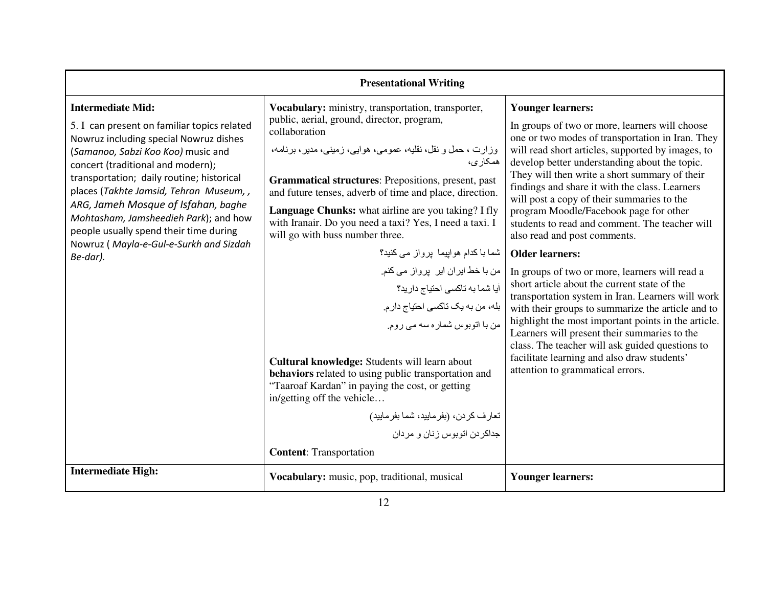| Presentational Writing | | |
|---|---|---|
| **Intermediate Mid:**<br>5. I can present on familiar topics related Nowruz including special Nowruz dishes (*Samanoo, Sabzi Koo Koo)* music and concert (traditional and modern); transportation; daily routine; historical places (*Takhte Jamsid, Tehran Museum, , ARG, Jameh Mosque of Isfahan, baghe Mohtasham, Jamsheedieh Park*); and how people usually spend their time during Nowruz ( *Mayla-e-Gul-e-Surkh and Sizdah Be-dar).* | **Vocabulary:** ministry, transportation, transporter, public, aerial, ground, director, program, collaboration<br>وزارت ، حمل و نقل، نقلیه، عمومی، هوایی، زمینی، مدیر، برنامه، همکاری،<br>**Grammatical structures**: Prepositions, present, past and future tenses, adverb of time and place, direction.<br>**Language Chunks:** what airline are you taking? I fly with Iranair. Do you need a taxi? Yes, I need a taxi. I will go with buss number three.<br>شما با کدام هواپیما پرواز می کنید؟<br>من با خط ایران ایر پرواز می کنم.<br>آیا شما به تاکسی احتیاج دارید؟<br>بله، من به یک تاکسی احتیاج دارم.<br>من با اتوبوس شماره سه می روم.<br>**Cultural knowledge:** Students will learn about **behaviors** related to using public transportation and "Taaroaf Kardan" in paying the cost, or getting in/getting off the vehicle…<br>تعارف کردن، (بفرمایید، شما بفرمایید)<br>جداکردن اتوبوس زنان و مردان<br>**Content**: Transportation | **Younger learners:**<br>In groups of two or more, learners will choose one or two modes of transportation in Iran. They will read short articles, supported by images, to develop better understanding about the topic. They will then write a short summary of their findings and share it with the class. Learners will post a copy of their summaries to the program Moodle/Facebook page for other students to read and comment. The teacher will also read and post comments.<br>**Older learners:**<br>In groups of two or more, learners will read a short article about the current state of the transportation system in Iran. Learners will work with their groups to summarize the article and to highlight the most important points in the article. Learners will present their summaries to the class. The teacher will ask guided questions to facilitate learning and also draw students' attention to grammatical errors. |
| **Intermediate High:** | **Vocabulary:** music, pop, traditional, musical | **Younger learners:** |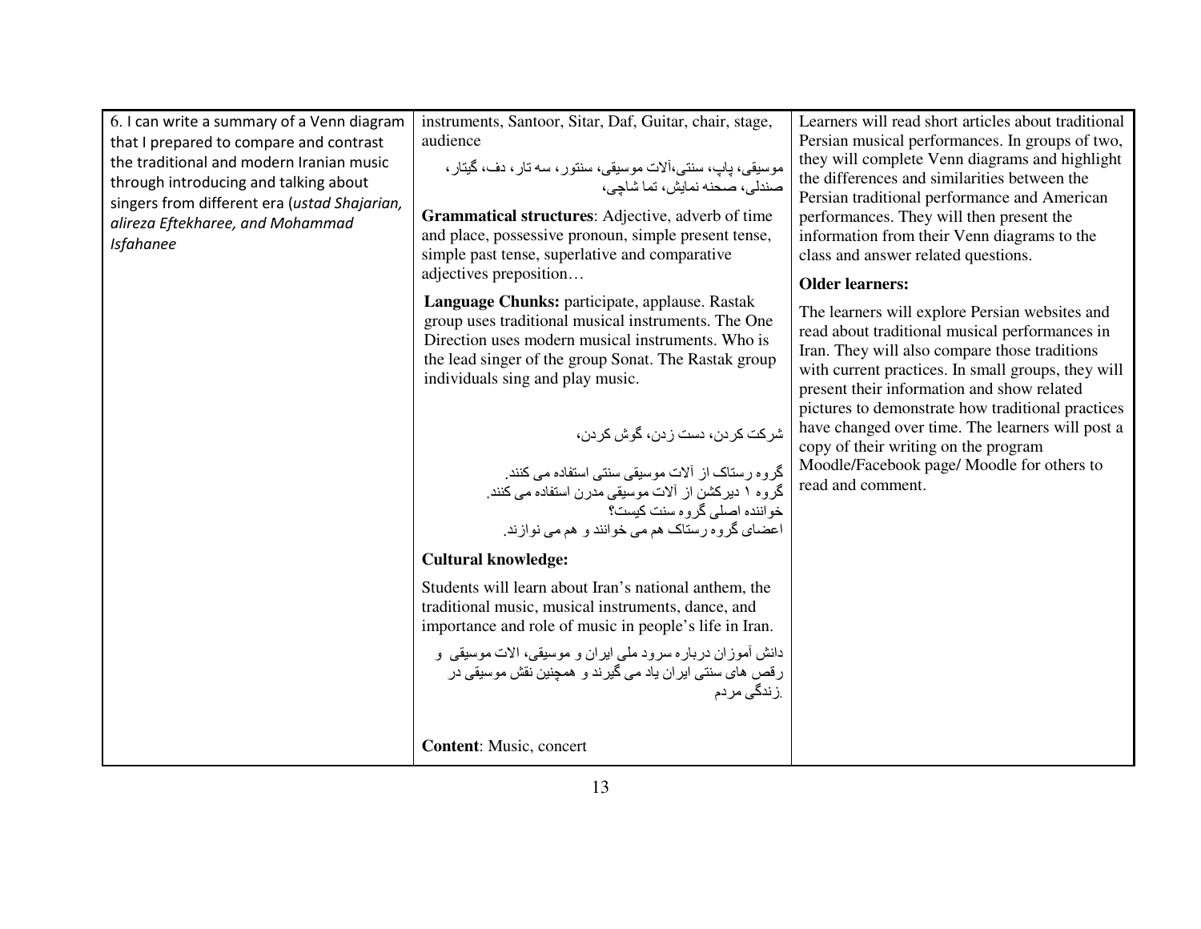| | | |
|---|---|---|
| 6. I can write a summary of a Venn diagram that I prepared to compare and contrast the traditional and modern Iranian music through introducing and talking about singers from different era (*ustad Shajarian, alireza Eftekharee, and Mohammad Isfahanee* | instruments, Santoor, Sitar, Daf, Guitar, chair, stage, audience<br><br>موسیقی، پاپ، سنتی،آلات موسیقی، سنتور، سه تار، دف، گیتار، صندلی، صحنه نمایش، تما شاچی،<br><br>**Grammatical structures**: Adjective, adverb of time and place, possessive pronoun, simple present tense, simple past tense, superlative and comparative adjectives preposition…<br><br>**Language Chunks:** participate, applause. Rastak group uses traditional musical instruments. The One Direction uses modern musical instruments. Who is the lead singer of the group Sonat. The Rastak group individuals sing and play music.<br><br>شرکت کردن، دست زدن، گوش کردن،<br><br>گروه رستاک از آلات موسیقی سنتی استفاده می کنند.<br>گروه ۱ دیرکشن از آلات موسیقی مدرن استفاده می کنند.<br>خواننده اصلی گروه سنت کیست؟<br>اعضای گروه رستاک هم می خوانند و هم می نوازند.<br><br>**Cultural knowledge:**<br><br>Students will learn about Iran's national anthem, the traditional music, musical instruments, dance, and importance and role of music in people's life in Iran.<br><br>دانش آموزان درباره سرود ملی ایران و موسیقی، الات موسیقی و رقص های سنتی ایران یاد می گیرند و همچنین نقش موسیقی در زندگی مردم.<br><br>**Content**: Music, concert | Learners will read short articles about traditional Persian musical performances. In groups of two, they will complete Venn diagrams and highlight the differences and similarities between the Persian traditional performance and American performances. They will then present the information from their Venn diagrams to the class and answer related questions.<br><br>**Older learners:**<br><br>The learners will explore Persian websites and read about traditional musical performances in Iran. They will also compare those traditions with current practices. In small groups, they will present their information and show related pictures to demonstrate how traditional practices have changed over time. The learners will post a copy of their writing on the program Moodle/Facebook page/ Moodle for others to read and comment. |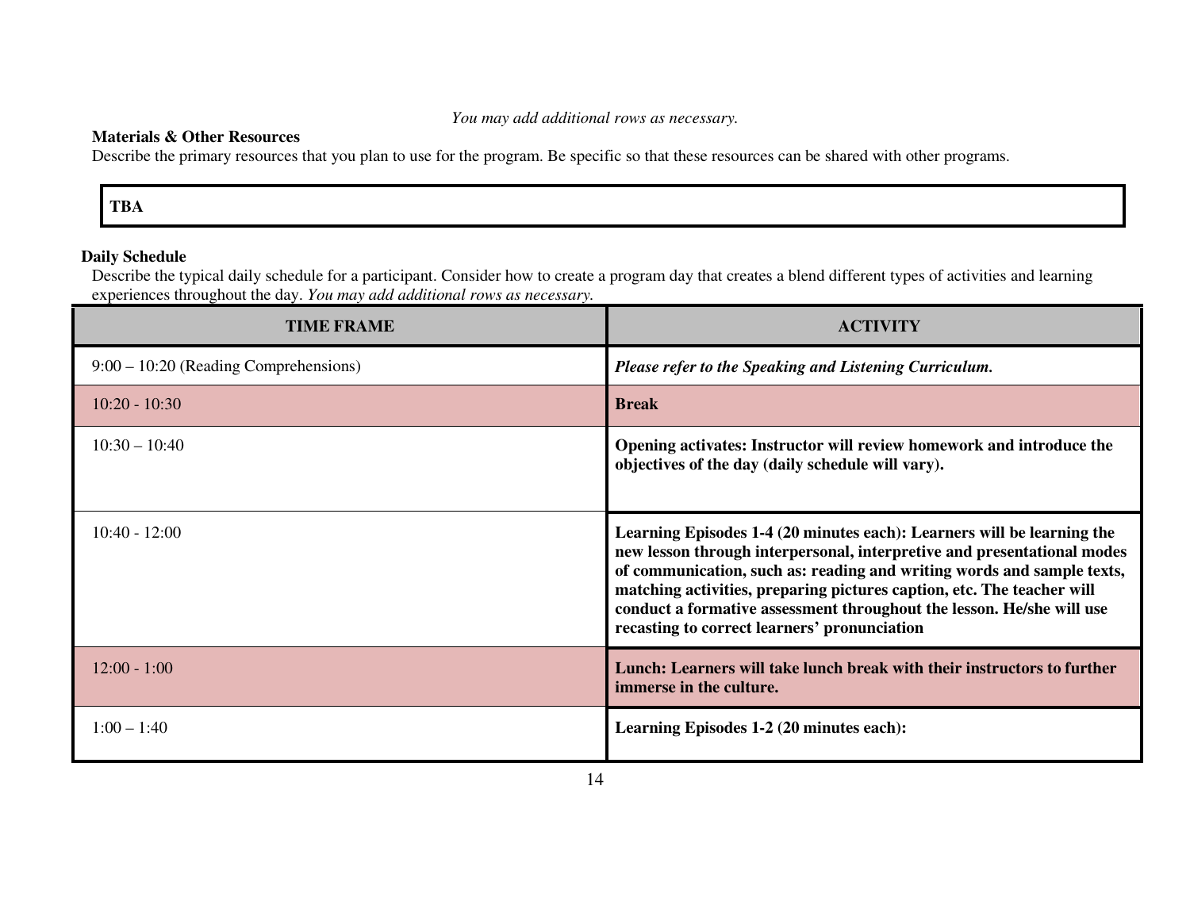*You may add additional rows as necessary.*

**Materials & Other Resources**

Describe the primary resources that you plan to use for the program. Be specific so that these resources can be shared with other programs.

| |
|---|
| **TBA** |

**Daily Schedule**

Describe the typical daily schedule for a participant. Consider how to create a program day that creates a blend different types of activities and learning experiences throughout the day. *You may add additional rows as necessary.*

| TIME FRAME | ACTIVITY |
|---|---|
| 9:00 – 10:20 (Reading Comprehensions) | ***Please refer to the Speaking and Listening Curriculum.*** |
| 10:20 - 10:30 | **Break** |
| 10:30 – 10:40 | **Opening activates: Instructor will review homework and introduce the objectives of the day (daily schedule will vary).** |
| 10:40 - 12:00 | **Learning Episodes 1-4 (20 minutes each): Learners will be learning the new lesson through interpersonal, interpretive and presentational modes of communication, such as: reading and writing words and sample texts, matching activities, preparing pictures caption, etc. The teacher will conduct a formative assessment throughout the lesson. He/she will use recasting to correct learners' pronunciation** |
| 12:00 - 1:00 | **Lunch: Learners will take lunch break with their instructors to further immerse in the culture.** |
| 1:00 – 1:40 | **Learning Episodes 1-2 (20 minutes each):** |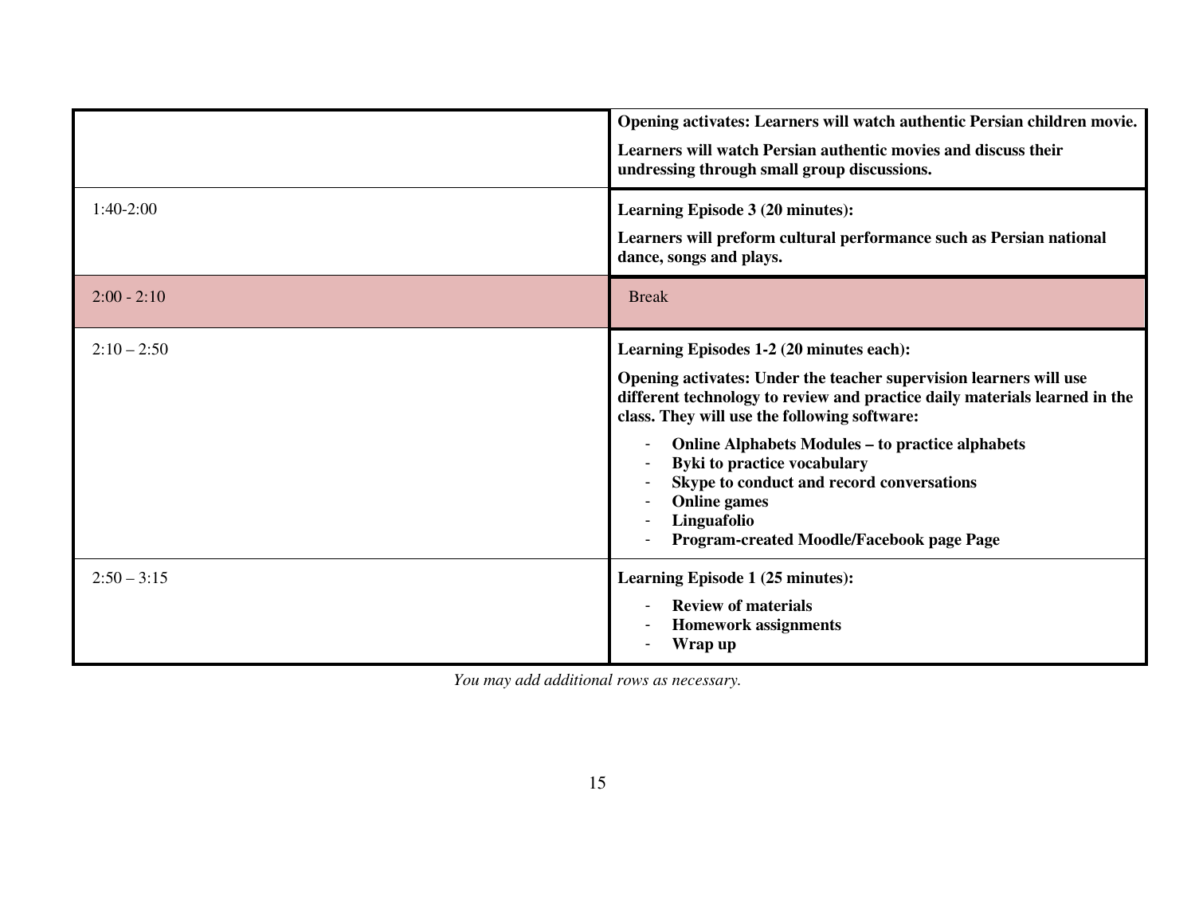| | |
|---|---|
| | **Opening activates: Learners will watch authentic Persian children movie.**<br><br>**Learners will watch Persian authentic movies and discuss their undressing through small group discussions.** |
| 1:40-2:00 | **Learning Episode 3 (20 minutes):**<br><br>**Learners will preform cultural performance such as Persian national dance, songs and plays.** |
| 2:00 - 2:10 | Break |
| 2:10 – 2:50 | **Learning Episodes 1-2 (20 minutes each):**<br><br>**Opening activates: Under the teacher supervision learners will use different technology to review and practice daily materials learned in the class. They will use the following software:**<br><br>- **Online Alphabets Modules – to practice alphabets**<br>- **Byki to practice vocabulary**<br>- **Skype to conduct and record conversations**<br>- **Online games**<br>- **Linguafolio**<br>- **Program-created Moodle/Facebook page Page** |
| 2:50 – 3:15 | **Learning Episode 1 (25 minutes):**<br><br>- **Review of materials**<br>- **Homework assignments**<br>- **Wrap up** |

*You may add additional rows as necessary.*